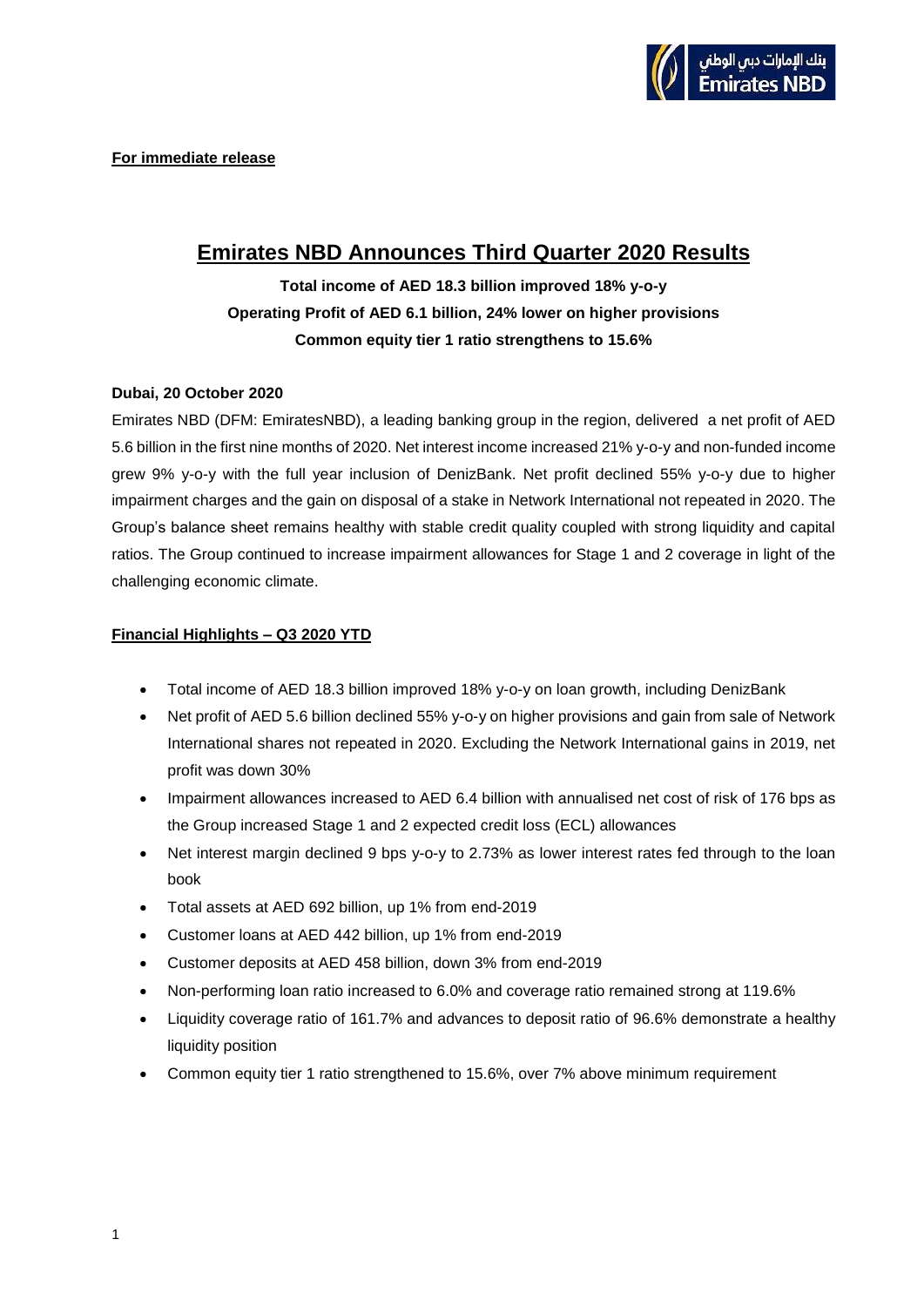**For immediate release**

# Emirates NBD Announces Third Quarter 2020 Results

**Total income of AED 18.3 billion improved 18% y-o-y**
**Operating Profit of AED 6.1 billion, 24% lower on higher provisions**
**Common equity tier 1 ratio strengthens to 15.6%**

**Dubai, 20 October 2020**

Emirates NBD (DFM: EmiratesNBD), a leading banking group in the region, delivered a net profit of AED 5.6 billion in the first nine months of 2020. Net interest income increased 21% y-o-y and non-funded income grew 9% y-o-y with the full year inclusion of DenizBank. Net profit declined 55% y-o-y due to higher impairment charges and the gain on disposal of a stake in Network International not repeated in 2020. The Group's balance sheet remains healthy with stable credit quality coupled with strong liquidity and capital ratios. The Group continued to increase impairment allowances for Stage 1 and 2 coverage in light of the challenging economic climate.

## Financial Highlights – Q3 2020 YTD

- Total income of AED 18.3 billion improved 18% y-o-y on loan growth, including DenizBank
- Net profit of AED 5.6 billion declined 55% y-o-y on higher provisions and gain from sale of Network International shares not repeated in 2020. Excluding the Network International gains in 2019, net profit was down 30%
- Impairment allowances increased to AED 6.4 billion with annualised net cost of risk of 176 bps as the Group increased Stage 1 and 2 expected credit loss (ECL) allowances
- Net interest margin declined 9 bps y-o-y to 2.73% as lower interest rates fed through to the loan book
- Total assets at AED 692 billion, up 1% from end-2019
- Customer loans at AED 442 billion, up 1% from end-2019
- Customer deposits at AED 458 billion, down 3% from end-2019
- Non-performing loan ratio increased to 6.0% and coverage ratio remained strong at 119.6%
- Liquidity coverage ratio of 161.7% and advances to deposit ratio of 96.6% demonstrate a healthy liquidity position
- Common equity tier 1 ratio strengthened to 15.6%, over 7% above minimum requirement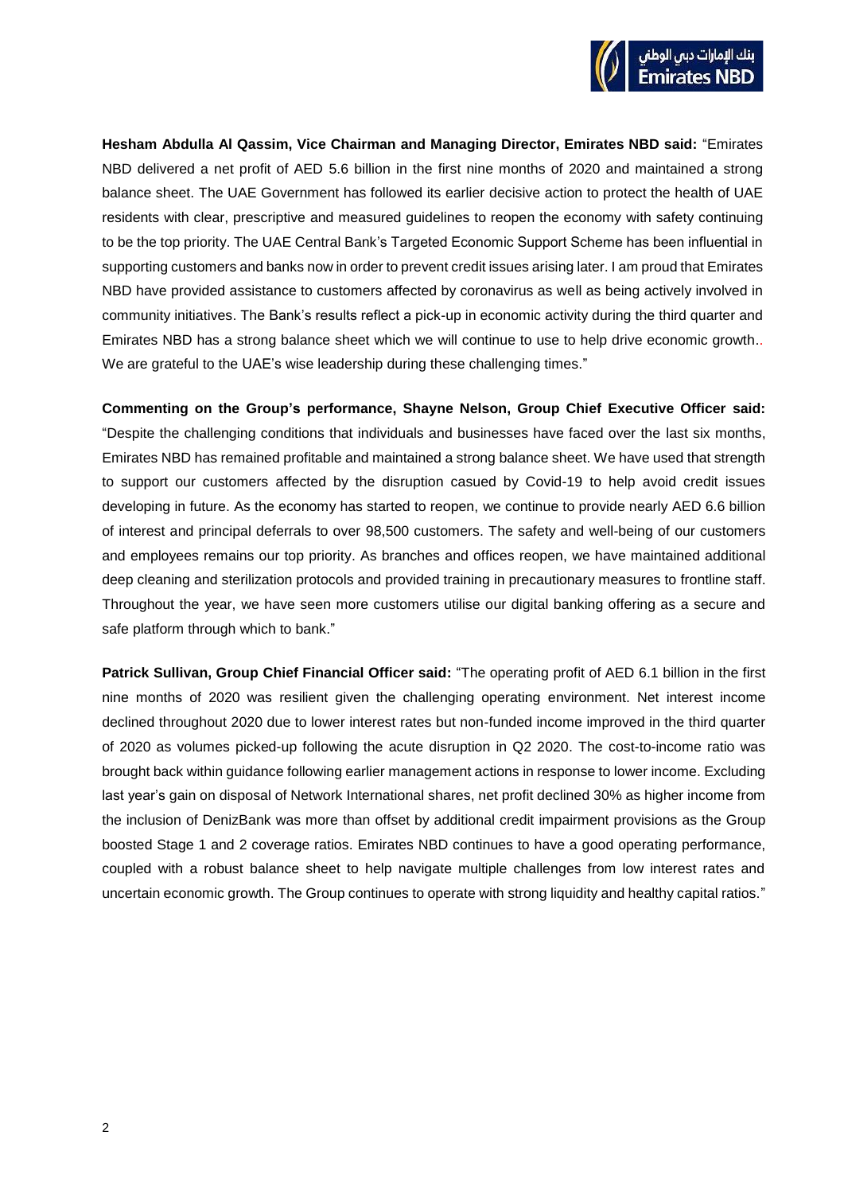**Hesham Abdulla Al Qassim, Vice Chairman and Managing Director, Emirates NBD said:** "Emirates NBD delivered a net profit of AED 5.6 billion in the first nine months of 2020 and maintained a strong balance sheet. The UAE Government has followed its earlier decisive action to protect the health of UAE residents with clear, prescriptive and measured guidelines to reopen the economy with safety continuing to be the top priority. The UAE Central Bank's Targeted Economic Support Scheme has been influential in supporting customers and banks now in order to prevent credit issues arising later. I am proud that Emirates NBD have provided assistance to customers affected by coronavirus as well as being actively involved in community initiatives. The Bank's results reflect a pick-up in economic activity during the third quarter and Emirates NBD has a strong balance sheet which we will continue to use to help drive economic growth.. We are grateful to the UAE's wise leadership during these challenging times."

**Commenting on the Group's performance, Shayne Nelson, Group Chief Executive Officer said:** "Despite the challenging conditions that individuals and businesses have faced over the last six months, Emirates NBD has remained profitable and maintained a strong balance sheet. We have used that strength to support our customers affected by the disruption casued by Covid-19 to help avoid credit issues developing in future. As the economy has started to reopen, we continue to provide nearly AED 6.6 billion of interest and principal deferrals to over 98,500 customers. The safety and well-being of our customers and employees remains our top priority. As branches and offices reopen, we have maintained additional deep cleaning and sterilization protocols and provided training in precautionary measures to frontline staff. Throughout the year, we have seen more customers utilise our digital banking offering as a secure and safe platform through which to bank."

**Patrick Sullivan, Group Chief Financial Officer said:** "The operating profit of AED 6.1 billion in the first nine months of 2020 was resilient given the challenging operating environment. Net interest income declined throughout 2020 due to lower interest rates but non-funded income improved in the third quarter of 2020 as volumes picked-up following the acute disruption in Q2 2020. The cost-to-income ratio was brought back within guidance following earlier management actions in response to lower income. Excluding last year's gain on disposal of Network International shares, net profit declined 30% as higher income from the inclusion of DenizBank was more than offset by additional credit impairment provisions as the Group boosted Stage 1 and 2 coverage ratios. Emirates NBD continues to have a good operating performance, coupled with a robust balance sheet to help navigate multiple challenges from low interest rates and uncertain economic growth. The Group continues to operate with strong liquidity and healthy capital ratios."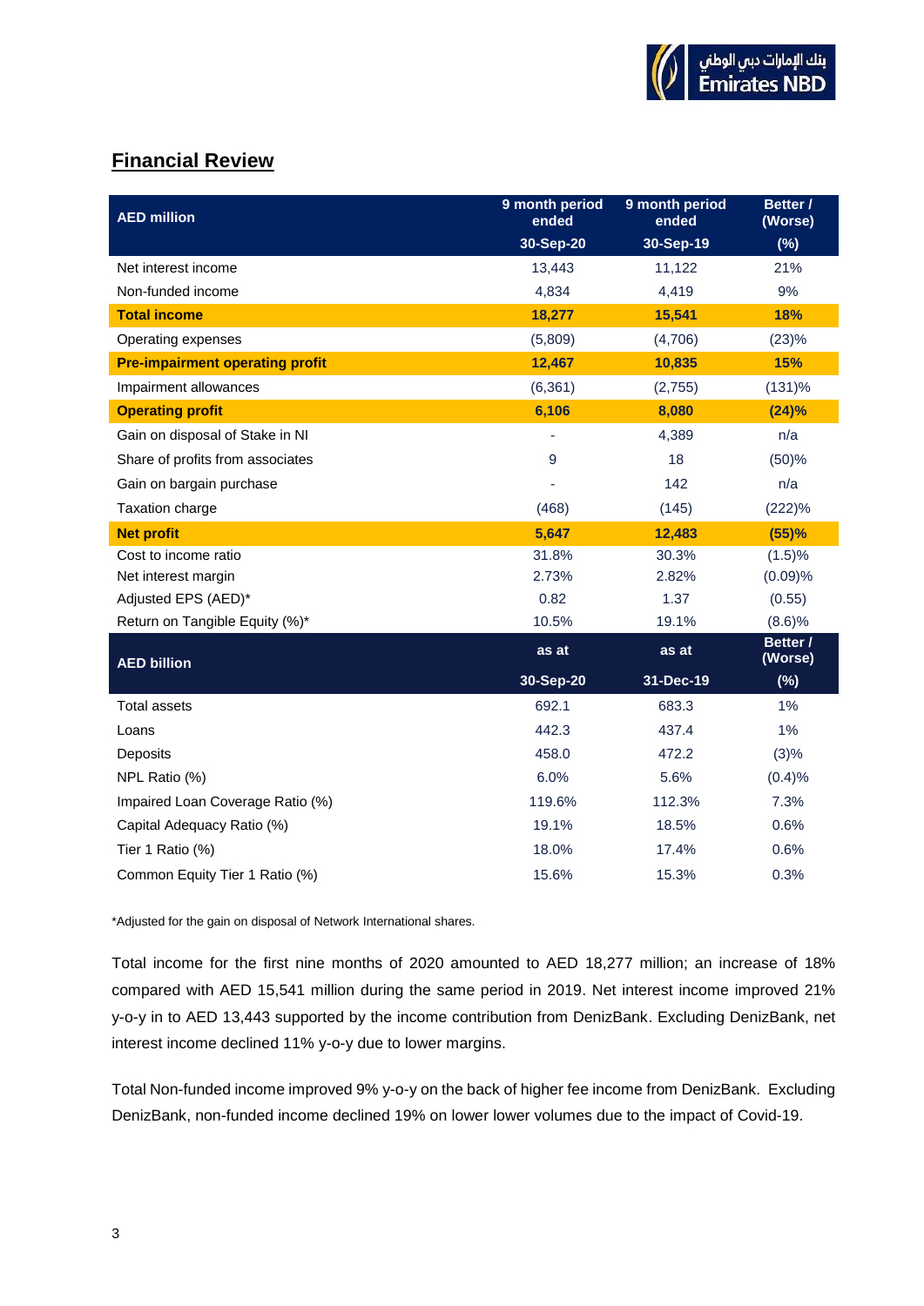## Financial Review

| AED million | 9 month period ended 30-Sep-20 | 9 month period ended 30-Sep-19 | Better / (Worse) (%) |
|---|---|---|---|
| Net interest income | 13,443 | 11,122 | 21% |
| Non-funded income | 4,834 | 4,419 | 9% |
| **Total income** | **18,277** | **15,541** | **18%** |
| Operating expenses | (5,809) | (4,706) | (23)% |
| **Pre-impairment operating profit** | **12,467** | **10,835** | **15%** |
| Impairment allowances | (6,361) | (2,755) | (131)% |
| **Operating profit** | **6,106** | **8,080** | **(24)%** |
| Gain on disposal of Stake in NI | - | 4,389 | n/a |
| Share of profits from associates | 9 | 18 | (50)% |
| Gain on bargain purchase | - | 142 | n/a |
| Taxation charge | (468) | (145) | (222)% |
| **Net profit** | **5,647** | **12,483** | **(55)%** |
| Cost to income ratio | 31.8% | 30.3% | (1.5)% |
| Net interest margin | 2.73% | 2.82% | (0.09)% |
| Adjusted EPS (AED)* | 0.82 | 1.37 | (0.55) |
| Return on Tangible Equity (%)* | 10.5% | 19.1% | (8.6)% |
| **AED billion** | **as at 30-Sep-20** | **as at 31-Dec-19** | **Better / (Worse) (%)** |
| Total assets | 692.1 | 683.3 | 1% |
| Loans | 442.3 | 437.4 | 1% |
| Deposits | 458.0 | 472.2 | (3)% |
| NPL Ratio (%) | 6.0% | 5.6% | (0.4)% |
| Impaired Loan Coverage Ratio (%) | 119.6% | 112.3% | 7.3% |
| Capital Adequacy Ratio (%) | 19.1% | 18.5% | 0.6% |
| Tier 1 Ratio (%) | 18.0% | 17.4% | 0.6% |
| Common Equity Tier 1 Ratio (%) | 15.6% | 15.3% | 0.3% |

*Adjusted for the gain on disposal of Network International shares.

Total income for the first nine months of 2020 amounted to AED 18,277 million; an increase of 18% compared with AED 15,541 million during the same period in 2019. Net interest income improved 21% y-o-y in to AED 13,443 supported by the income contribution from DenizBank. Excluding DenizBank, net interest income declined 11% y-o-y due to lower margins.

Total Non-funded income improved 9% y-o-y on the back of higher fee income from DenizBank. Excluding DenizBank, non-funded income declined 19% on lower lower volumes due to the impact of Covid-19.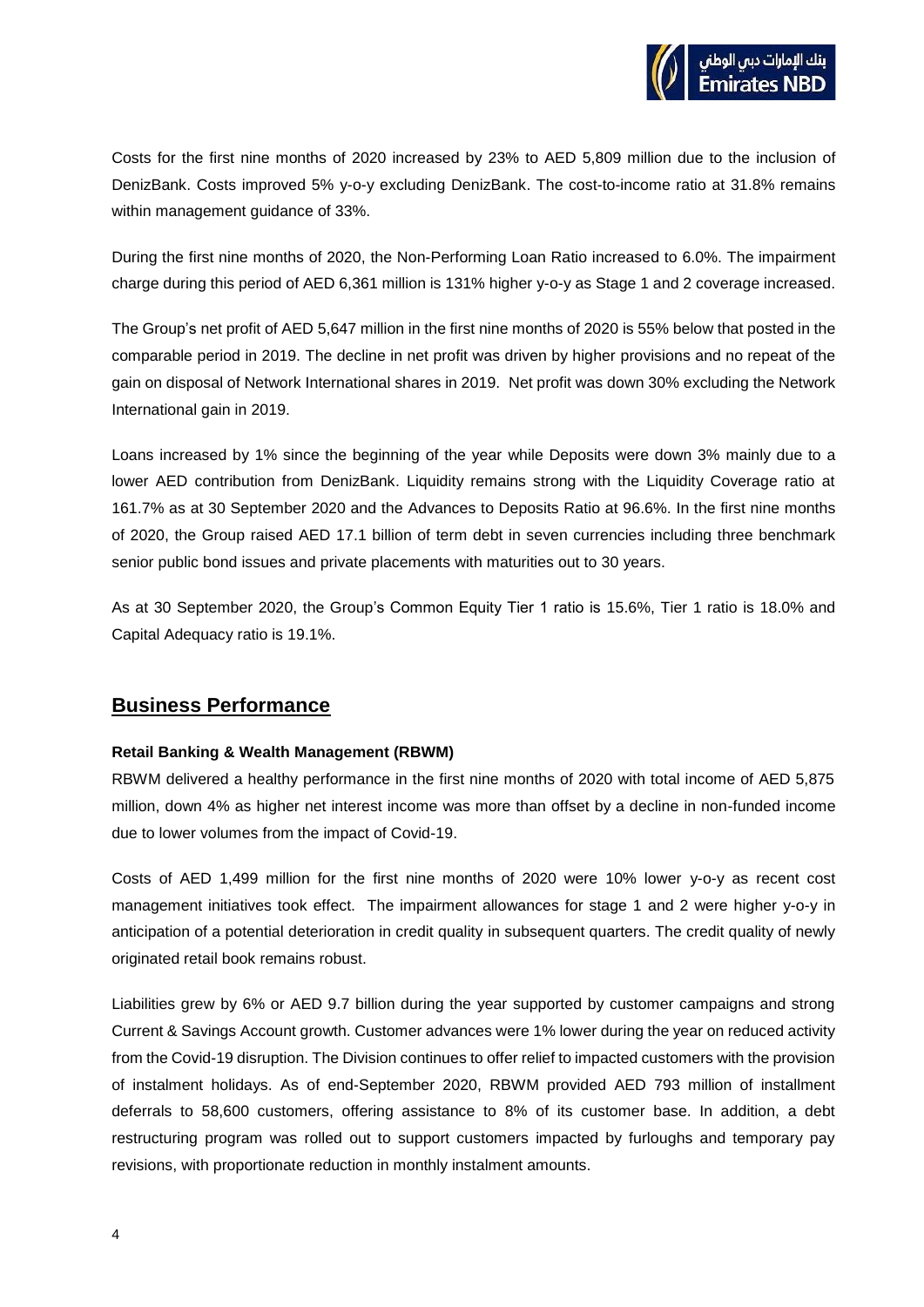Costs for the first nine months of 2020 increased by 23% to AED 5,809 million due to the inclusion of DenizBank. Costs improved 5% y-o-y excluding DenizBank. The cost-to-income ratio at 31.8% remains within management guidance of 33%.

During the first nine months of 2020, the Non-Performing Loan Ratio increased to 6.0%. The impairment charge during this period of AED 6,361 million is 131% higher y-o-y as Stage 1 and 2 coverage increased.

The Group's net profit of AED 5,647 million in the first nine months of 2020 is 55% below that posted in the comparable period in 2019. The decline in net profit was driven by higher provisions and no repeat of the gain on disposal of Network International shares in 2019. Net profit was down 30% excluding the Network International gain in 2019.

Loans increased by 1% since the beginning of the year while Deposits were down 3% mainly due to a lower AED contribution from DenizBank. Liquidity remains strong with the Liquidity Coverage ratio at 161.7% as at 30 September 2020 and the Advances to Deposits Ratio at 96.6%. In the first nine months of 2020, the Group raised AED 17.1 billion of term debt in seven currencies including three benchmark senior public bond issues and private placements with maturities out to 30 years.

As at 30 September 2020, the Group's Common Equity Tier 1 ratio is 15.6%, Tier 1 ratio is 18.0% and Capital Adequacy ratio is 19.1%.

## Business Performance

**Retail Banking & Wealth Management (RBWM)**

RBWM delivered a healthy performance in the first nine months of 2020 with total income of AED 5,875 million, down 4% as higher net interest income was more than offset by a decline in non-funded income due to lower volumes from the impact of Covid-19.

Costs of AED 1,499 million for the first nine months of 2020 were 10% lower y-o-y as recent cost management initiatives took effect. The impairment allowances for stage 1 and 2 were higher y-o-y in anticipation of a potential deterioration in credit quality in subsequent quarters. The credit quality of newly originated retail book remains robust.

Liabilities grew by 6% or AED 9.7 billion during the year supported by customer campaigns and strong Current & Savings Account growth. Customer advances were 1% lower during the year on reduced activity from the Covid-19 disruption. The Division continues to offer relief to impacted customers with the provision of instalment holidays. As of end-September 2020, RBWM provided AED 793 million of installment deferrals to 58,600 customers, offering assistance to 8% of its customer base. In addition, a debt restructuring program was rolled out to support customers impacted by furloughs and temporary pay revisions, with proportionate reduction in monthly instalment amounts.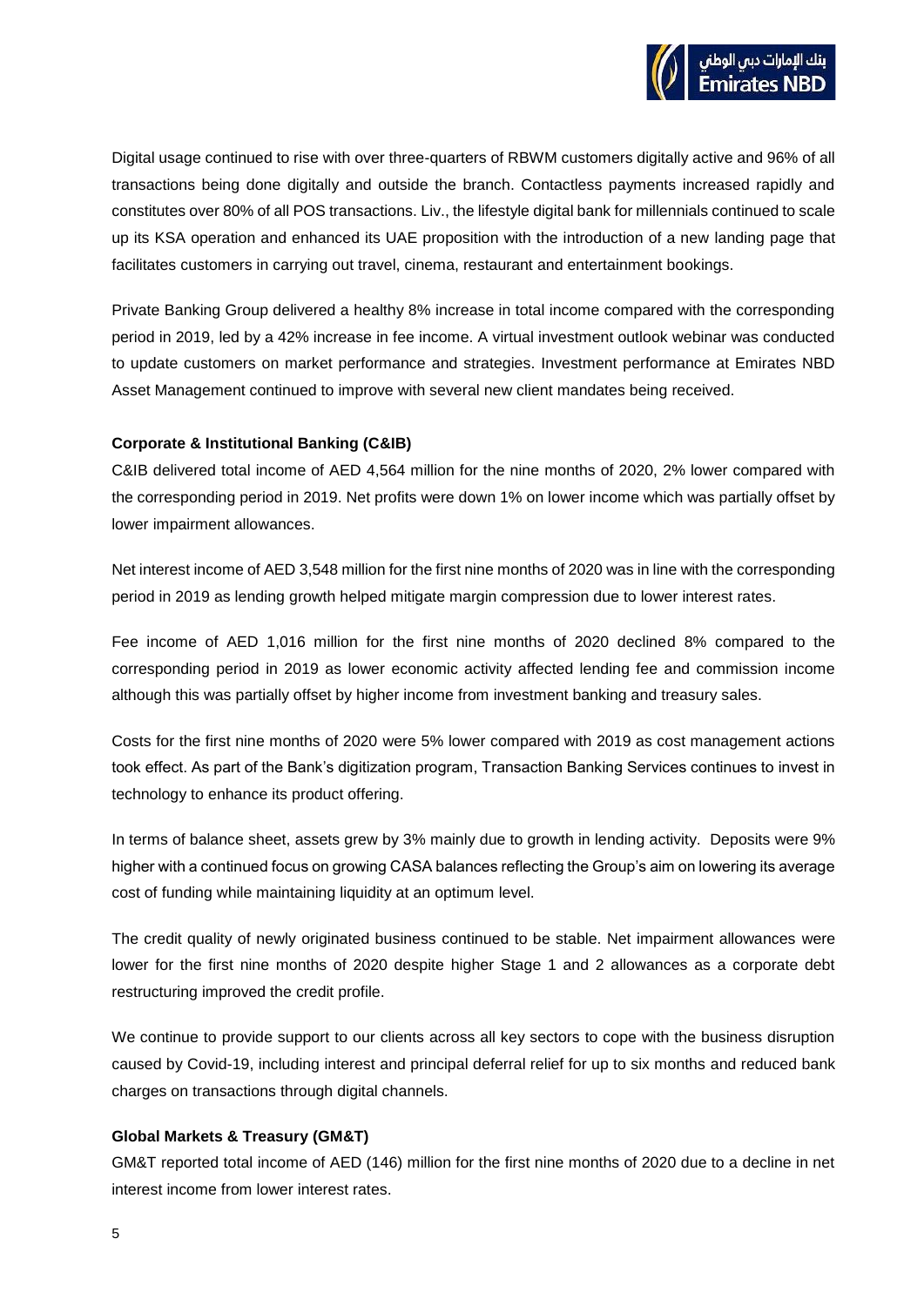Digital usage continued to rise with over three-quarters of RBWM customers digitally active and 96% of all transactions being done digitally and outside the branch. Contactless payments increased rapidly and constitutes over 80% of all POS transactions. Liv., the lifestyle digital bank for millennials continued to scale up its KSA operation and enhanced its UAE proposition with the introduction of a new landing page that facilitates customers in carrying out travel, cinema, restaurant and entertainment bookings.

Private Banking Group delivered a healthy 8% increase in total income compared with the corresponding period in 2019, led by a 42% increase in fee income. A virtual investment outlook webinar was conducted to update customers on market performance and strategies. Investment performance at Emirates NBD Asset Management continued to improve with several new client mandates being received.

**Corporate & Institutional Banking (C&IB)**

C&IB delivered total income of AED 4,564 million for the nine months of 2020, 2% lower compared with the corresponding period in 2019. Net profits were down 1% on lower income which was partially offset by lower impairment allowances.

Net interest income of AED 3,548 million for the first nine months of 2020 was in line with the corresponding period in 2019 as lending growth helped mitigate margin compression due to lower interest rates.

Fee income of AED 1,016 million for the first nine months of 2020 declined 8% compared to the corresponding period in 2019 as lower economic activity affected lending fee and commission income although this was partially offset by higher income from investment banking and treasury sales.

Costs for the first nine months of 2020 were 5% lower compared with 2019 as cost management actions took effect. As part of the Bank's digitization program, Transaction Banking Services continues to invest in technology to enhance its product offering.

In terms of balance sheet, assets grew by 3% mainly due to growth in lending activity. Deposits were 9% higher with a continued focus on growing CASA balances reflecting the Group's aim on lowering its average cost of funding while maintaining liquidity at an optimum level.

The credit quality of newly originated business continued to be stable. Net impairment allowances were lower for the first nine months of 2020 despite higher Stage 1 and 2 allowances as a corporate debt restructuring improved the credit profile.

We continue to provide support to our clients across all key sectors to cope with the business disruption caused by Covid-19, including interest and principal deferral relief for up to six months and reduced bank charges on transactions through digital channels.

**Global Markets & Treasury (GM&T)**

GM&T reported total income of AED (146) million for the first nine months of 2020 due to a decline in net interest income from lower interest rates.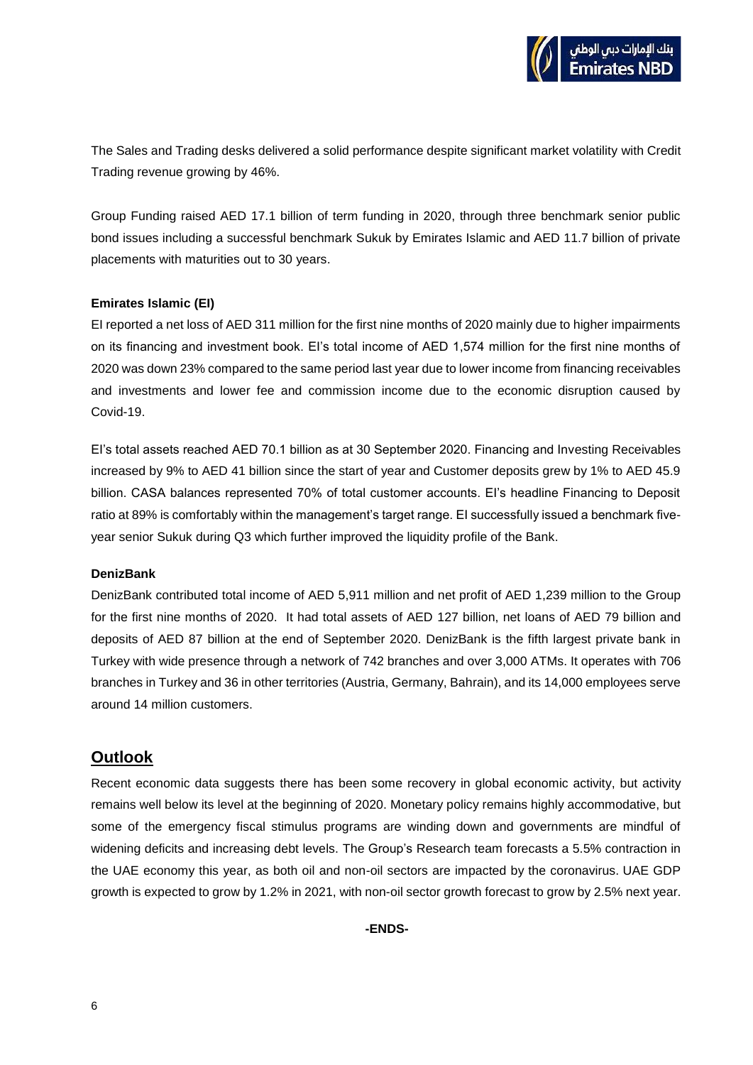The Sales and Trading desks delivered a solid performance despite significant market volatility with Credit Trading revenue growing by 46%.

Group Funding raised AED 17.1 billion of term funding in 2020, through three benchmark senior public bond issues including a successful benchmark Sukuk by Emirates Islamic and AED 11.7 billion of private placements with maturities out to 30 years.

**Emirates Islamic (EI)**

EI reported a net loss of AED 311 million for the first nine months of 2020 mainly due to higher impairments on its financing and investment book. EI's total income of AED 1,574 million for the first nine months of 2020 was down 23% compared to the same period last year due to lower income from financing receivables and investments and lower fee and commission income due to the economic disruption caused by Covid-19.

EI's total assets reached AED 70.1 billion as at 30 September 2020. Financing and Investing Receivables increased by 9% to AED 41 billion since the start of year and Customer deposits grew by 1% to AED 45.9 billion. CASA balances represented 70% of total customer accounts. EI's headline Financing to Deposit ratio at 89% is comfortably within the management's target range. EI successfully issued a benchmark five-year senior Sukuk during Q3 which further improved the liquidity profile of the Bank.

**DenizBank**

DenizBank contributed total income of AED 5,911 million and net profit of AED 1,239 million to the Group for the first nine months of 2020. It had total assets of AED 127 billion, net loans of AED 79 billion and deposits of AED 87 billion at the end of September 2020. DenizBank is the fifth largest private bank in Turkey with wide presence through a network of 742 branches and over 3,000 ATMs. It operates with 706 branches in Turkey and 36 in other territories (Austria, Germany, Bahrain), and its 14,000 employees serve around 14 million customers.

## Outlook

Recent economic data suggests there has been some recovery in global economic activity, but activity remains well below its level at the beginning of 2020. Monetary policy remains highly accommodative, but some of the emergency fiscal stimulus programs are winding down and governments are mindful of widening deficits and increasing debt levels. The Group's Research team forecasts a 5.5% contraction in the UAE economy this year, as both oil and non-oil sectors are impacted by the coronavirus. UAE GDP growth is expected to grow by 1.2% in 2021, with non-oil sector growth forecast to grow by 2.5% next year.

**-ENDS-**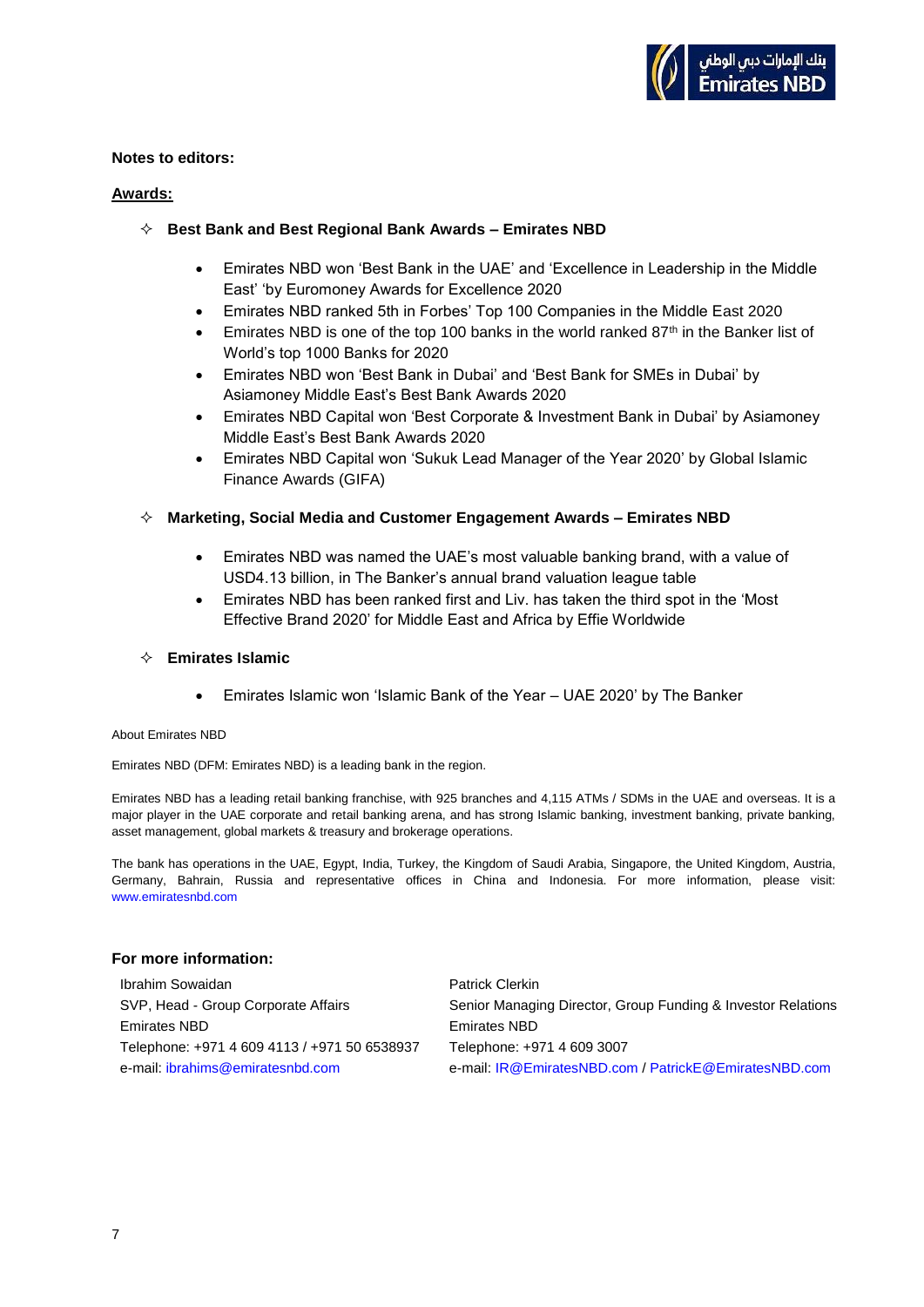**Notes to editors:**

**Awards:**

✧ **Best Bank and Best Regional Bank Awards – Emirates NBD**

- Emirates NBD won 'Best Bank in the UAE' and 'Excellence in Leadership in the Middle East' 'by Euromoney Awards for Excellence 2020
- Emirates NBD ranked 5th in Forbes' Top 100 Companies in the Middle East 2020
- Emirates NBD is one of the top 100 banks in the world ranked 87th in the Banker list of World's top 1000 Banks for 2020
- Emirates NBD won 'Best Bank in Dubai' and 'Best Bank for SMEs in Dubai' by Asiamoney Middle East's Best Bank Awards 2020
- Emirates NBD Capital won 'Best Corporate & Investment Bank in Dubai' by Asiamoney Middle East's Best Bank Awards 2020
- Emirates NBD Capital won 'Sukuk Lead Manager of the Year 2020' by Global Islamic Finance Awards (GIFA)

✧ **Marketing, Social Media and Customer Engagement Awards – Emirates NBD**

- Emirates NBD was named the UAE's most valuable banking brand, with a value of USD4.13 billion, in The Banker's annual brand valuation league table
- Emirates NBD has been ranked first and Liv. has taken the third spot in the 'Most Effective Brand 2020' for Middle East and Africa by Effie Worldwide

✧ **Emirates Islamic**

- Emirates Islamic won 'Islamic Bank of the Year – UAE 2020' by The Banker

About Emirates NBD

Emirates NBD (DFM: Emirates NBD) is a leading bank in the region.

Emirates NBD has a leading retail banking franchise, with 925 branches and 4,115 ATMs / SDMs in the UAE and overseas. It is a major player in the UAE corporate and retail banking arena, and has strong Islamic banking, investment banking, private banking, asset management, global markets & treasury and brokerage operations.

The bank has operations in the UAE, Egypt, India, Turkey, the Kingdom of Saudi Arabia, Singapore, the United Kingdom, Austria, Germany, Bahrain, Russia and representative offices in China and Indonesia. For more information, please visit: www.emiratesnbd.com

**For more information:**

Ibrahim Sowaidan
SVP, Head - Group Corporate Affairs
Emirates NBD
Telephone: +971 4 609 4113 / +971 50 6538937
e-mail: ibrahims@emiratesnbd.com

Patrick Clerkin
Senior Managing Director, Group Funding & Investor Relations
Emirates NBD
Telephone: +971 4 609 3007
e-mail: IR@EmiratesNBD.com / PatrickE@EmiratesNBD.com